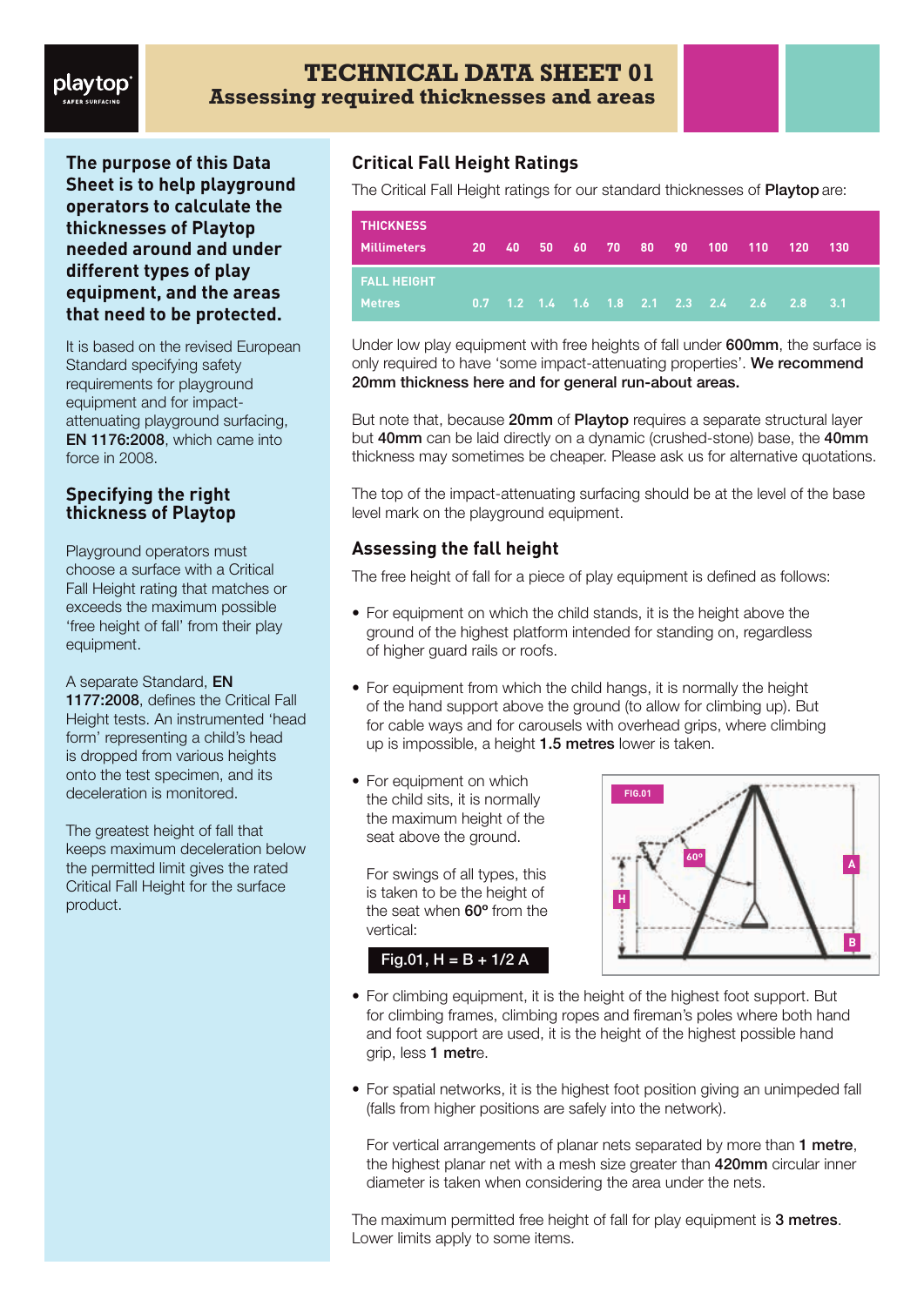# TECHNICAL DATA SHEET 01

## Assessing required thicknesses and areas

**The purpose of this Data Sheet is to help playground operators to calculate the thicknesses of Playtop needed around and under different types of play equipment, and the areas that need to be protected.**

It is based on the revised European Standard specifying safety requirements for playground equipment and for impact-attenuating playground surfacing, **EN 1176:2008**, which came into force in 2008.

### Specifying the right thickness of Playtop

Playground operators must choose a surface with a Critical Fall Height rating that matches or exceeds the maximum possible 'free height of fall' from their play equipment.

A separate Standard, **EN 1177:2008**, defines the Critical Fall Height tests. An instrumented 'head form' representing a child's head is dropped from various heights onto the test specimen, and its deceleration is monitored.

The greatest height of fall that keeps maximum deceleration below the permitted limit gives the rated Critical Fall Height for the surface product.

### Critical Fall Height Ratings

The Critical Fall Height ratings for our standard thicknesses of **Playtop** are:

| THICKNESS Millimeters | 20 | 40 | 50 | 60 | 70 | 80 | 90 | 100 | 110 | 120 | 130 |
|---|---|---|---|---|---|---|---|---|---|---|---|
| FALL HEIGHT Metres | 0.7 | 1.2 | 1.4 | 1.6 | 1.8 | 2.1 | 2.3 | 2.4 | 2.6 | 2.8 | 3.1 |

Under low play equipment with free heights of fall under **600mm**, the surface is only required to have 'some impact-attenuating properties'. **We recommend 20mm thickness here and for general run-about areas.**

But note that, because **20mm** of **Playtop** requires a separate structural layer but **40mm** can be laid directly on a dynamic (crushed-stone) base, the **40mm** thickness may sometimes be cheaper. Please ask us for alternative quotations.

The top of the impact-attenuating surfacing should be at the level of the base level mark on the playground equipment.

### Assessing the fall height

The free height of fall for a piece of play equipment is defined as follows:

- For equipment on which the child stands, it is the height above the ground of the highest platform intended for standing on, regardless of higher guard rails or roofs.
- For equipment from which the child hangs, it is normally the height of the hand support above the ground (to allow for climbing up). But for cable ways and for carousels with overhead grips, where climbing up is impossible, a height **1.5 metres** lower is taken.
- For equipment on which the child sits, it is normally the maximum height of the seat above the ground.

  For swings of all types, this is taken to be the height of the seat when **60º** from the vertical:

  Fig.01, H = B + 1/2 A

- For climbing equipment, it is the height of the highest foot support. But for climbing frames, climbing ropes and fireman's poles where both hand and foot support are used, it is the height of the highest possible hand grip, less **1 metre**.
- For spatial networks, it is the highest foot position giving an unimpeded fall (falls from higher positions are safely into the network).

  For vertical arrangements of planar nets separated by more than **1 metre**, the highest planar net with a mesh size greater than **420mm** circular inner diameter is taken when considering the area under the nets.

The maximum permitted free height of fall for play equipment is **3 metres**. Lower limits apply to some items.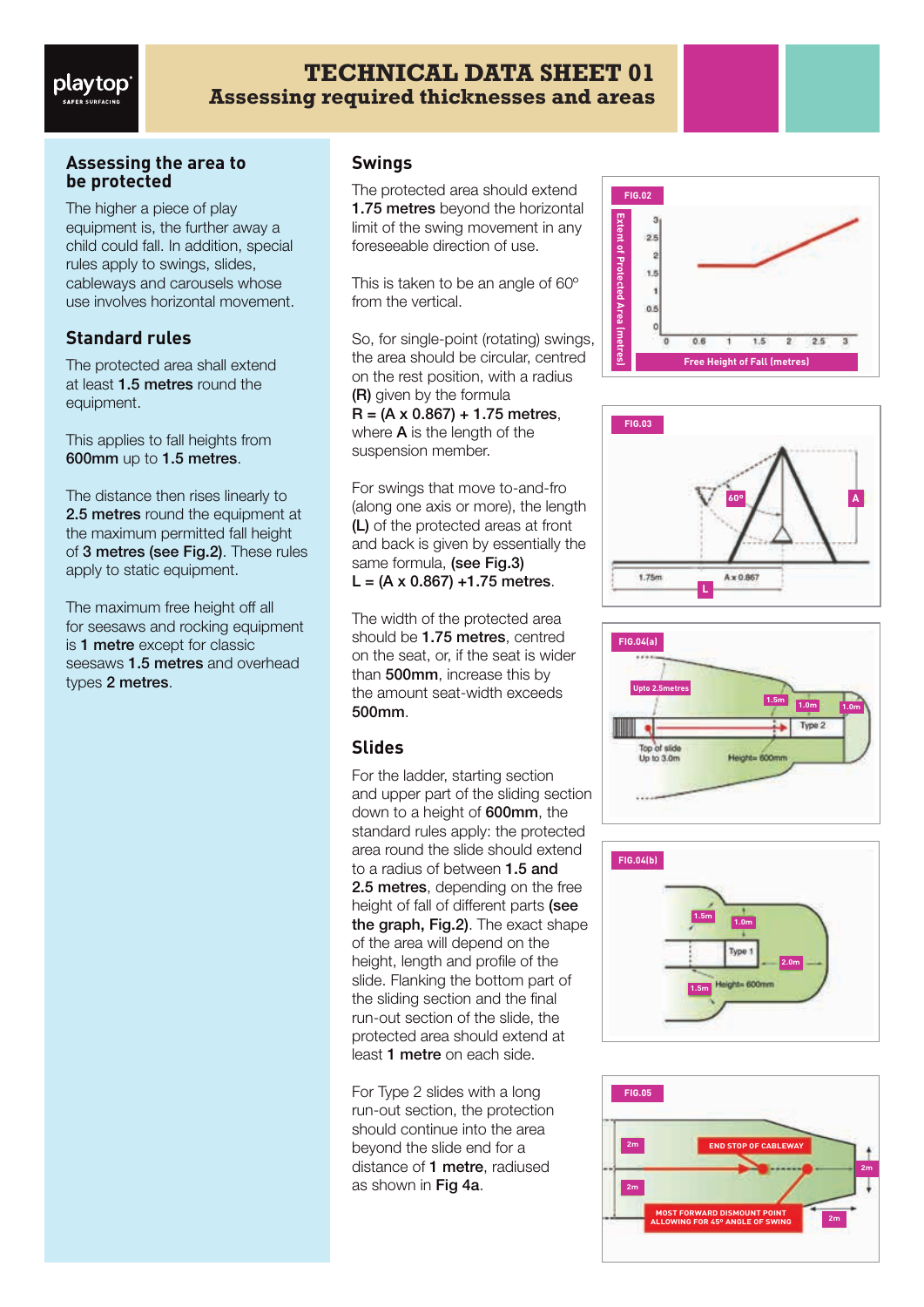# TECHNICAL DATA SHEET 01

## Assessing required thicknesses and areas

### Assessing the area to be protected

The higher a piece of play equipment is, the further away a child could fall. In addition, special rules apply to swings, slides, cableways and carousels whose use involves horizontal movement.

### Standard rules

The protected area shall extend at least **1.5 metres** round the equipment.

This applies to fall heights from **600mm** up to **1.5 metres**.

The distance then rises linearly to **2.5 metres** round the equipment at the maximum permitted fall height of **3 metres (see Fig.2)**. These rules apply to static equipment.

The maximum free height off all for seesaws and rocking equipment is **1 metre** except for classic seesaws **1.5 metres** and overhead types **2 metres**.

### Swings

The protected area should extend **1.75 metres** beyond the horizontal limit of the swing movement in any foreseeable direction of use.

This taken to be an angle of 60º from the vertical.

So, for single-point (rotating) swings, the area should be circular, centred on the rest position, with a radius **(R)** given by the formula **R = (A x 0.867) + 1.75 metres**, where **A** is the length of the suspension member.

For swings that move to-and-fro (along one axis or more), the length **(L)** of the protected areas at front and back is given by essentially the same formula, **(see Fig.3)** **L = (A x 0.867) +1.75 metres**.

The width of the protected area should be **1.75 metres**, centred on the seat, or, if the seat is wider than **500mm**, increase this by the amount seat-width exceeds **500mm**.

### Slides

For the ladder, starting section and upper part of the sliding section down to a height of **600mm**, the standard rules apply: the protected area round the slide should extend to a radius of between **1.5 and 2.5 metres**, depending on the free height of fall of different parts **(see the graph, Fig.2)**. The exact shape of the area will depend on the height, length and profile of the slide. Flanking the bottom part of the sliding section and the final run-out section of the slide, the protected area should extend at least **1 metre** on each side.

For Type 2 slides with a long run-out section, the protection should continue into the area beyond the slide end for a distance of **1 metre**, radiused as shown in **Fig 4a**.

FIG.02 — Extent of Protected Area (metres) vs Free Height of Fall (metres)

FIG.03 — 60º; A; 1.75m; A x 0.867; L

FIG.04(a) — Upto 2.5metres; 1.5m; 1.0m; 1.0m; Type 2; Top of slide Up to 3.0m; Height= 600mm

FIG.04(b) — 1.5m; 1.0m; Type 1; 2.0m; 1.5m; Height= 600mm

FIG.05 — 2m; END STOP OF CABLEWAY; 2m; 2m; MOST FORWARD DISMOUNT POINT ALLOWING FOR 45º ANGLE OF SWING; 2m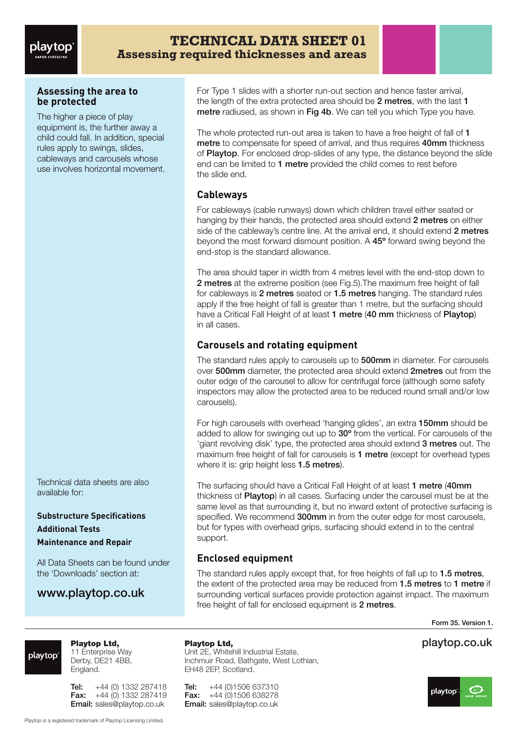# TECHNICAL DATA SHEET 01

## Assessing required thicknesses and areas

### Assessing the area to be protected

The higher a piece of play equipment is, the further away a child could fall. In addition, special rules apply to swings, slides, cableways and carousels whose use involves horizontal movement.

For Type 1 slides with a shorter run-out section and hence faster arrival, the length of the extra protected area should be **2 metres**, with the last **1 metre** radiused, as shown in **Fig 4b**. We can tell you which Type you have.

The whole protected run-out area is taken to have a free height of fall of **1 metre** to compensate for speed of arrival, and thus requires **40mm** thickness of **Playtop**. For enclosed drop-slides of any type, the distance beyond the slide end can be limited to **1 metre** provided the child comes to rest before the slide end.

### Cableways

For cableways (cable runways) down which children travel either seated or hanging by their hands, the protected area should extend **2 metres** on either side of the cableway's centre line. At the arrival end, it should extend **2 metres** beyond the most forward dismount position. A **45º** forward swing beyond the end-stop is the standard allowance.

The area should taper in width from 4 metres level with the end-stop down to **2 metres** at the extreme position (see Fig.5).The maximum free height of fall for cableways is **2 metres** seated or **1.5 metres** hanging. The standard rules apply if the free height of fall is greater than 1 metre, but the surfacing should have a Critical Fall Height of at least **1 metre** (**40 mm** thickness of **Playtop**) in all cases.

### Carousels and rotating equipment

The standard rules apply to carousels up to **500mm** in diameter. For carousels over **500mm** diameter, the protected area should extend **2metres** out from the outer edge of the carousel to allow for centrifugal force (although some safety inspectors may allow the protected area to be reduced round small and/or low carousels).

For high carousels with overhead 'hanging glides', an extra **150mm** should be added to allow for swinging out up to **30º** from the vertical. For carousels of the 'giant revolving disk' type, the protected area should extend **3 metres** out. The maximum free height of fall for carousels is **1 metre** (except for overhead types where it is: grip height less **1.5 metres**).

The surfacing should have a Critical Fall Height of at least **1 metre** (**40mm** thickness of **Playtop**) in all cases. Surfacing under the carousel must be at the same level as that surrounding it, but no inward extent of protective surfacing is specified. We recommend **300mm** in from the outer edge for most carousels, but for types with overhead grips, surfacing should extend in to the central support.

### Enclosed equipment

The standard rules apply except that, for free heights of fall up to **1.5 metres**, the extent of the protected area may be reduced from **1.5 metres** to **1 metre** if surrounding vertical surfaces provide protection against impact. The maximum free height of fall for enclosed equipment is **2 metres**.

Technical data sheets are also available for:

**Substructure Specifications**
**Additional Tests**
**Maintenance and Repair**

All Data Sheets can be found under the 'Downloads' section at:

www.playtop.co.uk

Form 35. Version 1.

**Playtop Ltd,**
11 Enterprise Way
Derby, DE21 4BB,
England.

**Tel:** +44 (0) 1332 287418
**Fax:** +44 (0) 1332 287419
**Email:** sales@playtop.co.uk

**Playtop Ltd,**
Unit 2E, Whitehill Industrial Estate,
Inchmuir Road, Bathgate, West Lothian,
EH48 2EP, Scotland.

**Tel:** +44 (0)1506 637310
**Fax:** +44 (0)1506 638278
**Email:** sales@playtop.co.uk

playtop.co.uk

Playtop is a registered trademark of Playtop Licensing Limited.